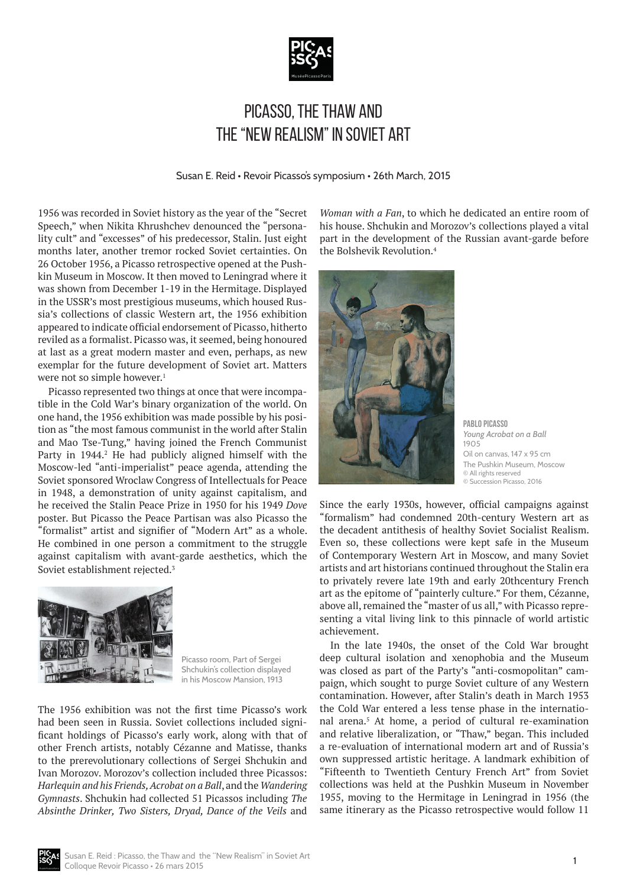# PICASSO, THE THAW AND THE "NEW REALISM" IN SOVIET ART

Susan E. Reid • Revoir Picasso's symposium • 26th March, 2015

1956 was recorded in Soviet history as the year of the "Secret Speech," when Nikita Khrushchev denounced the "personality cult" and "excesses" of his predecessor, Stalin. Just eight months later, another tremor rocked Soviet certainties. On 26 October 1956, a Picasso retrospective opened at the Pushkin Museum in Moscow. It then moved to Leningrad where it was shown from December 1-19 in the Hermitage. Displayed in the USSR's most prestigious museums, which housed Russia's collections of classic Western art, the 1956 exhibition appeared to indicate official endorsement of Picasso, hitherto reviled as a formalist. Picasso was, it seemed, being honoured at last as a great modern master and even, perhaps, as new exemplar for the future development of Soviet art. Matters were not so simple however.[1]

Picasso represented two things at once that were incompatible in the Cold War's binary organization of the world. On one hand, the 1956 exhibition was made possible by his position as "the most famous communist in the world after Stalin and Mao Tse-Tung," having joined the French Communist Party in 1944.[2] He had publicly aligned himself with the Moscow-led "anti-imperialist" peace agenda, attending the Soviet sponsored Wroclaw Congress of Intellectuals for Peace in 1948, a demonstration of unity against capitalism, and he received the Stalin Peace Prize in 1950 for his 1949 *Dove* poster. But Picasso the Peace Partisan was also Picasso the "formalist" artist and signifier of "Modern Art" as a whole. He combined in one person a commitment to the struggle against capitalism with avant-garde aesthetics, which the Soviet establishment rejected.[3]

Picasso room, Part of Sergei Shchukin's collection displayed in his Moscow Mansion, 1913

The 1956 exhibition was not the first time Picasso's work had been seen in Russia. Soviet collections included significant holdings of Picasso's early work, along with that of other French artists, notably Cézanne and Matisse, thanks to the prerevolutionary collections of Sergei Shchukin and Ivan Morozov. Morozov's collection included three Picassos: *Harlequin and his Friends, Acrobat on a Ball*, and the *Wandering Gymnasts*. Shchukin had collected 51 Picassos including *The Absinthe Drinker, Two Sisters, Dryad, Dance of the Veils* and *Woman with a Fan*, to which he dedicated an entire room of his house. Shchukin and Morozov's collections played a vital part in the development of the Russian avant-garde before the Bolshevik Revolution.[4]

**PABLO PICASSO**
*Young Acrobat on a Ball*
1905
Oil on canvas, 147 x 95 cm
The Pushkin Museum, Moscow
© All rights reserved
© Succession Picasso, 2016

Since the early 1930s, however, official campaigns against "formalism" had condemned 20th-century Western art as the decadent antithesis of healthy Soviet Socialist Realism. Even so, these collections were kept safe in the Museum of Contemporary Western Art in Moscow, and many Soviet artists and art historians continued throughout the Stalin era to privately revere late 19th and early 20thcentury French art as the epitome of "painterly culture." For them, Cézanne, above all, remained the "master of us all," with Picasso representing a vital living link to this pinnacle of world artistic achievement.

In the late 1940s, the onset of the Cold War brought deep cultural isolation and xenophobia and the Museum was closed as part of the Party's "anti-cosmopolitan" campaign, which sought to purge Soviet culture of any Western contamination. However, after Stalin's death in March 1953 the Cold War entered a less tense phase in the international arena.[5] At home, a period of cultural re-examination and relative liberalization, or "Thaw," began. This included a re-evaluation of international modern art and of Russia's own suppressed artistic heritage. A landmark exhibition of "Fifteenth to Twentieth Century French Art" from Soviet collections was held at the Pushkin Museum in November 1955, moving to the Hermitage in Leningrad in 1956 (the same itinerary as the Picasso retrospective would follow 11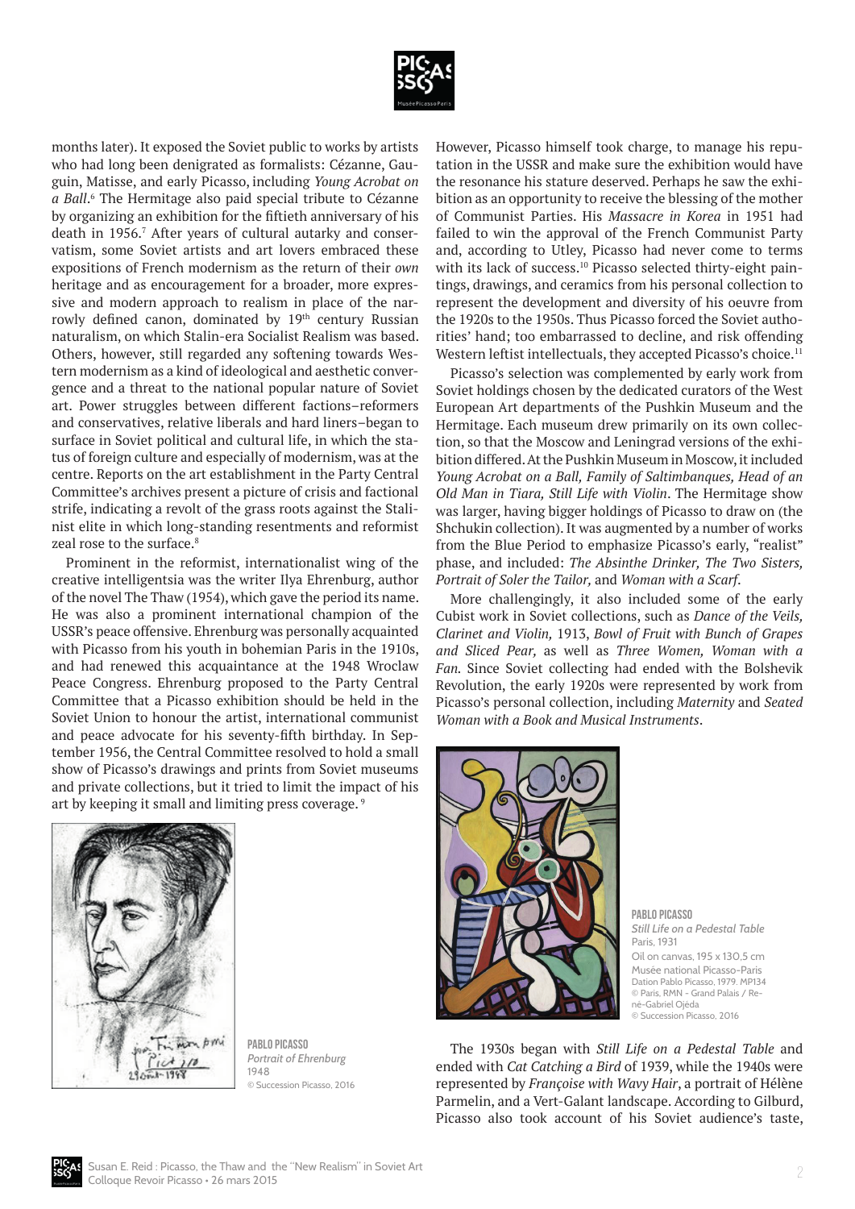months later). It exposed the Soviet public to works by artists who had long been denigrated as formalists: Cézanne, Gauguin, Matisse, and early Picasso, including *Young Acrobat on a Ball*.[6] The Hermitage also paid special tribute to Cézanne by organizing an exhibition for the fiftieth anniversary of his death in 1956.[7] After years of cultural autarky and conservatism, some Soviet artists and art lovers embraced these expositions of French modernism as the return of their *own* heritage and as encouragement for a broader, more expressive and modern approach to realism in place of the narrowly defined canon, dominated by 19th century Russian naturalism, on which Stalin-era Socialist Realism was based. Others, however, still regarded any softening towards Western modernism as a kind of ideological and aesthetic convergence and a threat to the national popular nature of Soviet art. Power struggles between different factions–reformers and conservatives, relative liberals and hard liners–began to surface in Soviet political and cultural life, in which the status of foreign culture and especially of modernism, was at the centre. Reports on the art establishment in the Party Central Committee's archives present a picture of crisis and factional strife, indicating a revolt of the grass roots against the Stalinist elite in which long-standing resentments and reformist zeal rose to the surface.[8]

Prominent in the reformist, internationalist wing of the creative intelligentsia was the writer Ilya Ehrenburg, author of the novel The Thaw (1954), which gave the period its name. He was also a prominent international champion of the USSR's peace offensive. Ehrenburg was personally acquainted with Picasso from his youth in bohemian Paris in the 1910s, and had renewed this acquaintance at the 1948 Wroclaw Peace Congress. Ehrenburg proposed to the Party Central Committee that a Picasso exhibition should be held in the Soviet Union to honour the artist, international communist and peace advocate for his seventy-fifth birthday. In September 1956, the Central Committee resolved to hold a small show of Picasso's drawings and prints from Soviet museums and private collections, but it tried to limit the impact of his art by keeping it small and limiting press coverage.[9]

PABLO PICASSO
*Portrait of Ehrenburg*
1948
© Succession Picasso, 2016

However, Picasso himself took charge, to manage his reputation in the USSR and make sure the exhibition would have the resonance his stature deserved. Perhaps he saw the exhibition as an opportunity to receive the blessing of the mother of Communist Parties. His *Massacre in Korea* in 1951 had failed to win the approval of the French Communist Party and, according to Utley, Picasso had never come to terms with its lack of success.[10] Picasso selected thirty-eight paintings, drawings, and ceramics from his personal collection to represent the development and diversity of his oeuvre from the 1920s to the 1950s. Thus Picasso forced the Soviet authorities' hand; too embarrassed to decline, and risk offending Western leftist intellectuals, they accepted Picasso's choice.[11]

Picasso's selection was complemented by early work from Soviet holdings chosen by the dedicated curators of the West European Art departments of the Pushkin Museum and the Hermitage. Each museum drew primarily on its own collection, so that the Moscow and Leningrad versions of the exhibition differed. At the Pushkin Museum in Moscow, it included *Young Acrobat on a Ball, Family of Saltimbanques, Head of an Old Man in Tiara, Still Life with Violin*. The Hermitage show was larger, having bigger holdings of Picasso to draw on (the Shchukin collection). It was augmented by a number of works from the Blue Period to emphasize Picasso's early, "realist" phase, and included: *The Absinthe Drinker, The Two Sisters, Portrait of Soler the Tailor,* and *Woman with a Scarf*.

More challengingly, it also included some of the early Cubist work in Soviet collections, such as *Dance of the Veils, Clarinet and Violin,* 1913, *Bowl of Fruit with Bunch of Grapes and Sliced Pear,* as well as *Three Women, Woman with a Fan.* Since Soviet collecting had ended with the Bolshevik Revolution, the early 1920s were represented by work from Picasso's personal collection, including *Maternity* and *Seated Woman with a Book and Musical Instruments*.

PABLO PICASSO
*Still Life on a Pedestal Table*
Paris, 1931
Oil on canvas, 195 x 130,5 cm
Musée national Picasso-Paris
Dation Pablo Picasso, 1979. MP134
© Paris, RMN - Grand Palais / René-Gabriel Ojéda
© Succession Picasso, 2016

The 1930s began with *Still Life on a Pedestal Table* and ended with *Cat Catching a Bird* of 1939, while the 1940s were represented by *Françoise with Wavy Hair*, a portrait of Hélène Parmelin, and a Vert-Galant landscape. According to Gilburd, Picasso also took account of his Soviet audience's taste,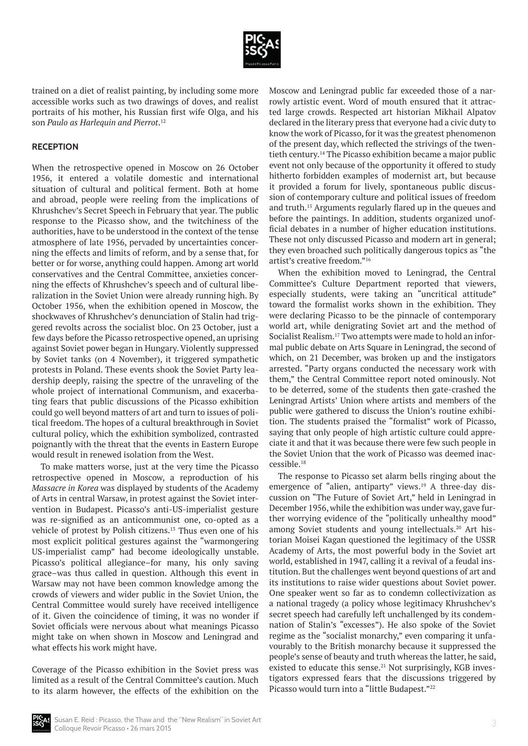trained on a diet of realist painting, by including some more accessible works such as two drawings of doves, and realist portraits of his mother, his Russian first wife Olga, and his son *Paulo as Harlequin and Pierrot*.[12]

## RECEPTION

When the retrospective opened in Moscow on 26 October 1956, it entered a volatile domestic and international situation of cultural and political ferment. Both at home and abroad, people were reeling from the implications of Khrushchev's Secret Speech in February that year. The public response to the Picasso show, and the twitchiness of the authorities, have to be understood in the context of the tense atmosphere of late 1956, pervaded by uncertainties concerning the effects and limits of reform, and by a sense that, for better or for worse, anything could happen. Among art world conservatives and the Central Committee, anxieties concerning the effects of Khrushchev's speech and of cultural liberalization in the Soviet Union were already running high. By October 1956, when the exhibition opened in Moscow, the shockwaves of Khrushchev's denunciation of Stalin had triggered revolts across the socialist bloc. On 23 October, just a few days before the Picasso retrospective opened, an uprising against Soviet power began in Hungary. Violently suppressed by Soviet tanks (on 4 November), it triggered sympathetic protests in Poland. These events shook the Soviet Party leadership deeply, raising the spectre of the unraveling of the whole project of international Communism, and exacerbating fears that public discussions of the Picasso exhibition could go well beyond matters of art and turn to issues of political freedom. The hopes of a cultural breakthrough in Soviet cultural policy, which the exhibition symbolized, contrasted poignantly with the threat that the events in Eastern Europe would result in renewed isolation from the West.

To make matters worse, just at the very time the Picasso retrospective opened in Moscow, a reproduction of his *Massacre in Korea* was displayed by students of the Academy of Arts in central Warsaw, in protest against the Soviet intervention in Budapest. Picasso's anti-US-imperialist gesture was re-signified as an anticommunist one, co-opted as a vehicle of protest by Polish citizens.[13] Thus even one of his most explicit political gestures against the "warmongering US-imperialist camp" had become ideologically unstable. Picasso's political allegiance–for many, his only saving grace–was thus called in question. Although this event in Warsaw may not have been common knowledge among the crowds of viewers and wider public in the Soviet Union, the Central Committee would surely have received intelligence of it. Given the coincidence of timing, it was no wonder if Soviet officials were nervous about what meanings Picasso might take on when shown in Moscow and Leningrad and what effects his work might have.

Coverage of the Picasso exhibition in the Soviet press was limited as a result of the Central Committee's caution. Much to its alarm however, the effects of the exhibition on the Moscow and Leningrad public far exceeded those of a narrowly artistic event. Word of mouth ensured that it attracted large crowds. Respected art historian Mikhail Alpatov declared in the literary press that everyone had a civic duty to know the work of Picasso, for it was the greatest phenomenon of the present day, which reflected the strivings of the twentieth century.[14] The Picasso exhibition became a major public event not only because of the opportunity it offered to study hitherto forbidden examples of modernist art, but because it provided a forum for lively, spontaneous public discussion of contemporary culture and political issues of freedom and truth.[15] Arguments regularly flared up in the queues and before the paintings. In addition, students organized unofficial debates in a number of higher education institutions. These not only discussed Picasso and modern art in general; they even broached such politically dangerous topics as "the artist's creative freedom."[16]

When the exhibition moved to Leningrad, the Central Committee's Culture Department reported that viewers, especially students, were taking an "uncritical attitude" toward the formalist works shown in the exhibition. They were declaring Picasso to be the pinnacle of contemporary world art, while denigrating Soviet art and the method of Socialist Realism.[17] Two attempts were made to hold an informal public debate on Arts Square in Leningrad, the second of which, on 21 December, was broken up and the instigators arrested. "Party organs conducted the necessary work with them," the Central Committee report noted ominously. Not to be deterred, some of the students then gate-crashed the Leningrad Artists' Union where artists and members of the public were gathered to discuss the Union's routine exhibition. The students praised the "formalist" work of Picasso, saying that only people of high artistic culture could appreciate it and that it was because there were few such people in the Soviet Union that the work of Picasso was deemed inaccessible.[18]

The response to Picasso set alarm bells ringing about the emergence of "alien, antiparty" views.[19] A three-day discussion on "The Future of Soviet Art," held in Leningrad in December 1956, while the exhibition was under way, gave further worrying evidence of the "politically unhealthy mood" among Soviet students and young intellectuals.[20] Art historian Moisei Kagan questioned the legitimacy of the USSR Academy of Arts, the most powerful body in the Soviet art world, established in 1947, calling it a revival of a feudal institution. But the challenges went beyond questions of art and its institutions to raise wider questions about Soviet power. One speaker went so far as to condemn collectivization as a national tragedy (a policy whose legitimacy Khrushchev's secret speech had carefully left unchallenged by its condemnation of Stalin's "excesses"). He also spoke of the Soviet regime as the "socialist monarchy," even comparing it unfavourably to the British monarchy because it suppressed the people's sense of beauty and truth whereas the latter, he said, existed to educate this sense.[21] Not surprisingly, KGB investigators expressed fears that the discussions triggered by Picasso would turn into a "little Budapest."[22]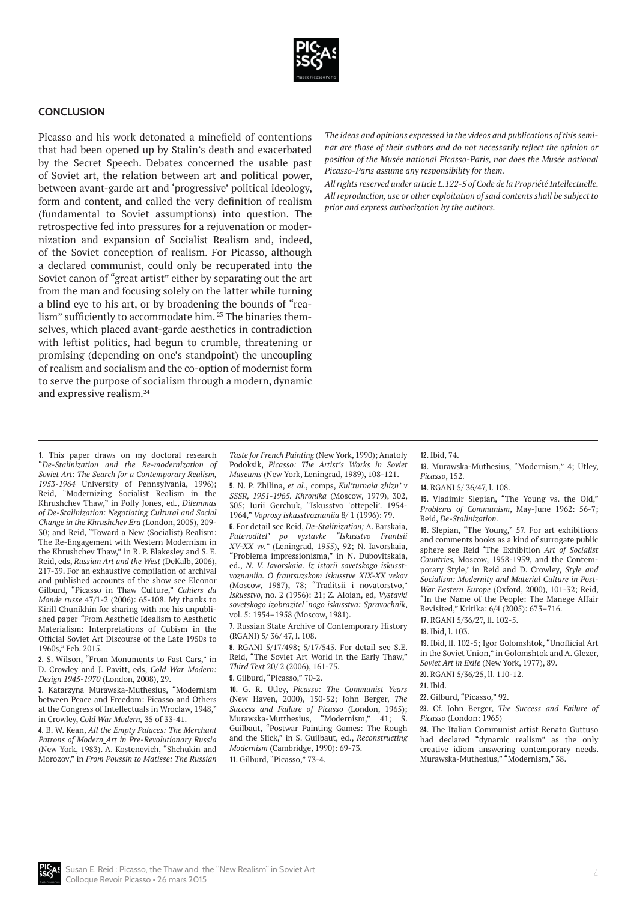## CONCLUSION

Picasso and his work detonated a minefield of contentions that had been opened up by Stalin's death and exacerbated by the Secret Speech. Debates concerned the usable past of Soviet art, the relation between art and political power, between avant-garde art and 'progressive' political ideology, form and content, and called the very definition of realism (fundamental to Soviet assumptions) into question. The retrospective fed into pressures for a rejuvenation or modernization and expansion of Socialist Realism and, indeed, of the Soviet conception of realism. For Picasso, although a declared communist, could only be recuperated into the Soviet canon of "great artist" either by separating out the art from the man and focusing solely on the latter while turning a blind eye to his art, or by broadening the bounds of "realism" sufficiently to accommodate him. [23] The binaries themselves, which placed avant-garde aesthetics in contradiction with leftist politics, had begun to crumble, threatening or promising (depending on one's standpoint) the uncoupling of realism and socialism and the co-option of modernist form to serve the purpose of socialism through a modern, dynamic and expressive realism.[24]

*The ideas and opinions expressed in the videos and publications of this seminar are those of their authors and do not necessarily reflect the opinion or position of the Musée national Picasso-Paris, nor does the Musée national Picasso-Paris assume any responsibility for them.*

*All rights reserved under article L.122-5 of Code de la Propriété Intellectuelle. All reproduction, use or other exploitation of said contents shall be subject to prior and express authorization by the authors.*

---

**1**. This paper draws on my doctoral research "*De-Stalinization and the Re-modernization of Soviet Art: The Search for a Contemporary Realism, 1953-1964* University of Pennsylvania, 1996); Reid, "Modernizing Socialist Realism in the Khrushchev Thaw," in Polly Jones, ed., *Dilemmas of De-Stalinization: Negotiating Cultural and Social Change in the Khrushchev Era* (London, 2005), 209-30; and Reid, "Toward a New (Socialist) Realism: The Re-Engagement with Western Modernism in the Khrushchev Thaw," in R. P. Blakesley and S. E. Reid, eds, *Russian Art and the West* (DeKalb, 2006), 217-39. For an exhaustive compilation of archival and published accounts of the show see Eleonor Gilburd, "Picasso in Thaw Culture," *Cahiers du Monde russe* 47/1-2 (2006): 65-108. My thanks to Kirill Chunikhin for sharing with me his unpublished paper "From Aesthetic Idealism to Aesthetic Materialism: Interpretations of Cubism in the Official Soviet Art Discourse of the Late 1950s to 1960s," Feb. 2015.

**2**. S. Wilson, "From Monuments to Fast Cars," in D. Crowley and J. Pavitt, eds, *Cold War Modern: Design 1945-1970* (London, 2008), 29.

**3**. Katarzyna Murawska-Muthesius, "Modernism between Peace and Freedom: Picasso and Others at the Congress of Intellectuals in Wroclaw, 1948," in Crowley, *Cold War Modern,* 35 of 33-41.

**4**. B. W. Kean, *All the Empty Palaces: The Merchant Patrons of Modern_Art in Pre-Revolutionary Russia* (New York, 1983). A. Kostenevich, "Shchukin and Morozov," in *From Poussin to Matisse: The Russian Taste for French Painting* (New York, 1990); Anatoly Podoksik, *Picasso: The Artist's Works in Soviet Museums* (New York, Leningrad, 1989), 108-121.

**5**. N. P. Zhilina, *et al.*, comps, *Kul'turnaia zhizn' v SSSR, 1951-1965. Khronika* (Moscow, 1979), 302, 305; Iurii Gerchuk, "Iskusstvo 'ottepeli'. 1954-1964," *Voprosy iskusstvoznaniia* 8/ 1 (1996): 79.

**6**. For detail see Reid, *De-Stalinization;* A. Barskaia, *Putevoditel' po vystavke "Iskusstvo Frantsii XV-XX vv."* (Leningrad, 1955), 92; N. Iavorskaia, "Problema impressionisma," in N. Dubovitskaia, ed., *N. V. Iavorskaia. Iz istorii sovetskogo iskusstvoznaniia. O frantsuzskom iskusstve XIX-XX vekov* (Moscow, 1987), 78; "Traditsii i novatorstvo," *Iskusstvo*, no. 2 (1956): 21; Z. Aloian, ed, *Vystavki sovetskogo izobrazitel´nogo iskusstva: Spravochnik*, vol. 5: 1954–1958 (Moscow, 1981).

**7**. Russian State Archive of Contemporary History (RGANI) 5/ 36/ 47, l. 108.

**8**. RGANI 5/17/498; 5/17/543. For detail see S.E. Reid, "The Soviet Art World in the Early Thaw," *Third Text* 20/ 2 (2006), 161-75.

**9**. Gilburd, "Picasso," 70-2.

**10**. G. R. Utley, *Picasso: The Communist Years* (New Haven, 2000), 150-52; John Berger, *The Success and Failure of Picasso* (London, 1965); Murawska-Mutthesius, "Modernism," 41; S. Guilbaut, "Postwar Painting Games: The Rough and the Slick," in S. Guilbaut, ed., *Reconstructing Modernism* (Cambridge, 1990): 69-73.

**11**. Gilburd, "Picasso," 73-4.

**12**. Ibid, 74.

**13**. Murawska-Muthesius, "Modernism," 4; Utley, *Picasso*, 152.

**14**. RGANI 5/ 36/47, l. 108.

**15**. Vladimir Slepian, "The Young vs. the Old," *Problems of Communism*, May-June 1962: 56-7; Reid, *De-Stalinization.*

**16**. Slepian, "The Young," 57. For art exhibitions and comments books as a kind of surrogate public sphere see Reid 'The Exhibition *Art of Socialist Countries,* Moscow, 1958-1959, and the Contemporary Style,' in Reid and D. Crowley, *Style and Socialism: Modernity and Material Culture in Post-War Eastern Europe* (Oxford, 2000), 101-32; Reid, "In the Name of the People: The Manege Affair Revisited," Kritika: 6/4 (2005): 673–716.

**17**. RGANI 5/36/27, ll. 102-5.

**18**. Ibid, l. 103.

**19**. Ibid, ll. 102-5; Igor Golomshtok, "Unofficial Art in the Soviet Union," in Golomshtok and A. Glezer, *Soviet Art in Exile* (New York, 1977), 89.

**20**. RGANI 5/36/25, ll. 110-12.

**21**. Ibid.

**22**. Gilburd, "Picasso," 92.

**23**. Cf. John Berger, *The Success and Failure of Picasso* (London: 1965)

**24**. The Italian Communist artist Renato Guttuso had declared "dynamic realism" as the only creative idiom answering contemporary needs. Murawska-Muthesius," "Modernism," 38.